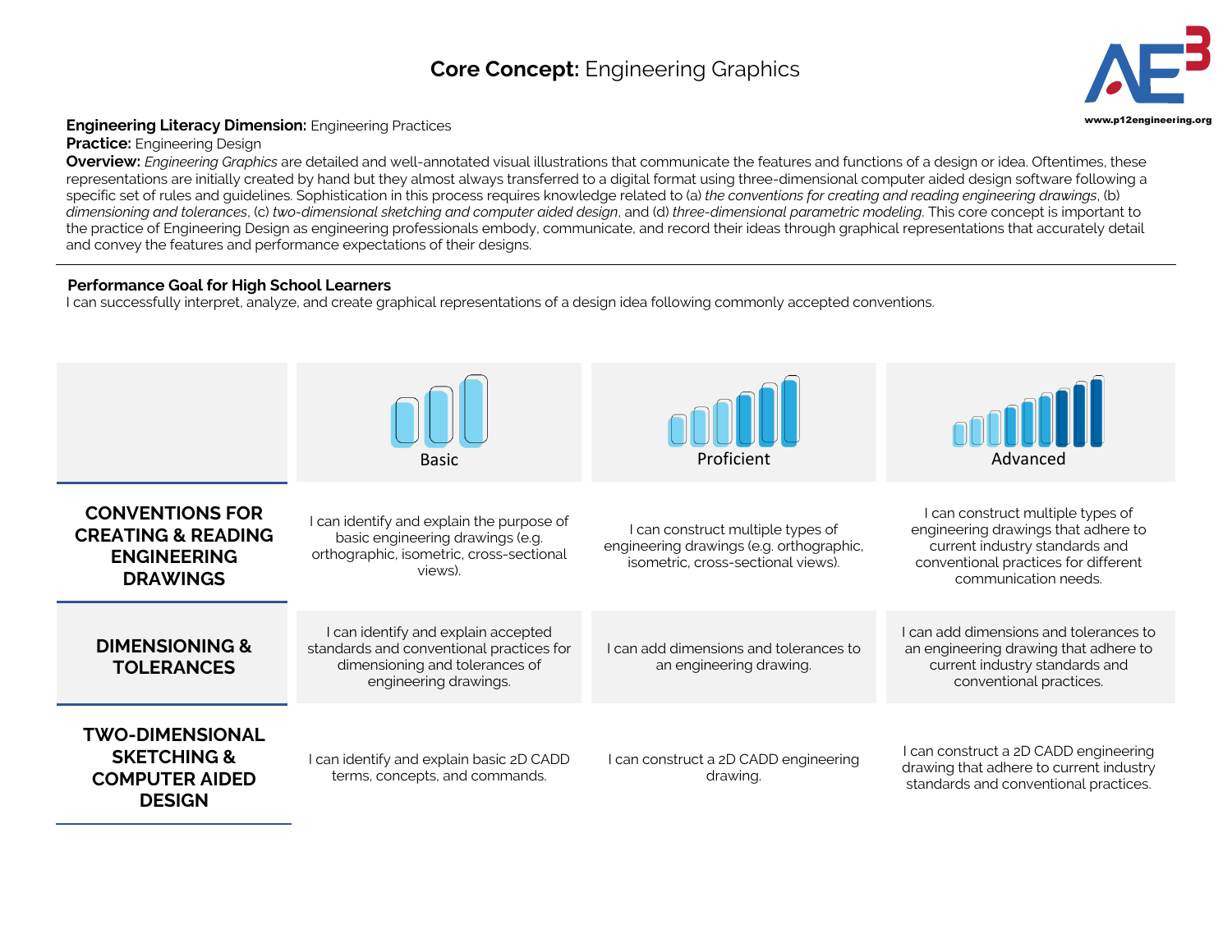# **Core Concept:** Engineering Graphics

www.p12engineering.org

**Engineering Literacy Dimension:** Engineering Practices
**Practice:** Engineering Design
**Overview:** *Engineering Graphics* are detailed and well-annotated visual illustrations that communicate the features and functions of a design or idea. Oftentimes, these representations are initially created by hand but they almost always transferred to a digital format using three-dimensional computer aided design software following a specific set of rules and guidelines. Sophistication in this process requires knowledge related to (a) *the conventions for creating and reading engineering drawings*, (b) *dimensioning and tolerances*, (c) *two-dimensional sketching and computer aided design*, and (d) *three-dimensional parametric modeling*. This core concept is important to the practice of Engineering Design as engineering professionals embody, communicate, and record their ideas through graphical representations that accurately detail and convey the features and performance expectations of their designs.

---

**Performance Goal for High School Learners**
I can successfully interpret, analyze, and create graphical representations of a design idea following commonly accepted conventions.

| | Basic | Proficient | Advanced |
|---|---|---|---|
| **CONVENTIONS FOR CREATING & READING ENGINEERING DRAWINGS** | I can identify and explain the purpose of basic engineering drawings (e.g. orthographic, isometric, cross-sectional views). | I can construct multiple types of engineering drawings (e.g. orthographic, isometric, cross-sectional views). | I can construct multiple types of engineering drawings that adhere to current industry standards and conventional practices for different communication needs. |
| **DIMENSIONING & TOLERANCES** | I can identify and explain accepted standards and conventional practices for dimensioning and tolerances of engineering drawings. | I can add dimensions and tolerances to an engineering drawing. | I can add dimensions and tolerances to an engineering drawing that adhere to current industry standards and conventional practices. |
| **TWO-DIMENSIONAL SKETCHING & COMPUTER AIDED DESIGN** | I can identify and explain basic 2D CADD terms, concepts, and commands. | I can construct a 2D CADD engineering drawing. | I can construct a 2D CADD engineering drawing that adhere to current industry standards and conventional practices. |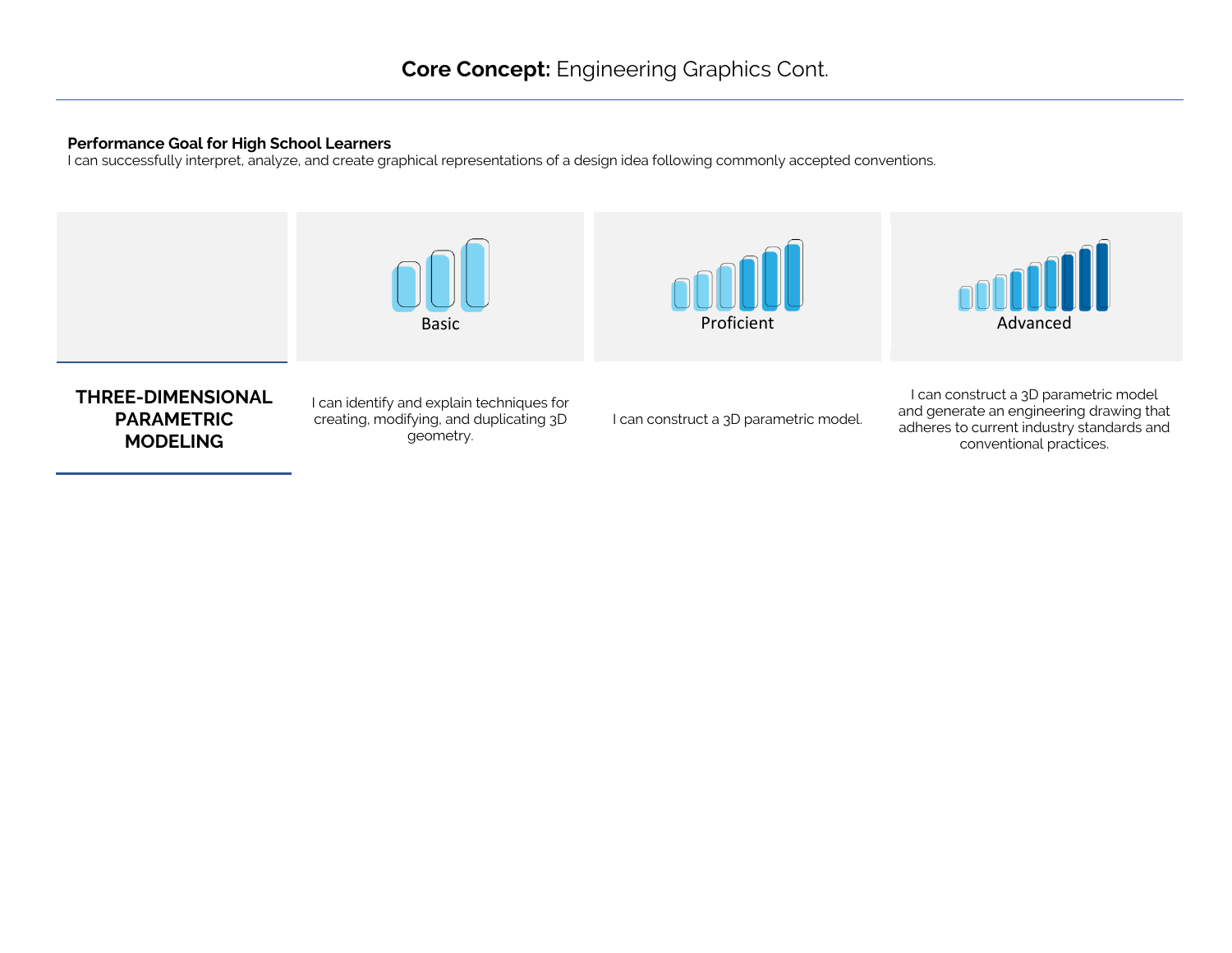## **Core Concept:** Engineering Graphics Cont.

**Performance Goal for High School Learners**
I can successfully interpret, analyze, and create graphical representations of a design idea following commonly accepted conventions.

| | Basic | Proficient | Advanced |
|---|---|---|---|
| **THREE-DIMENSIONAL PARAMETRIC MODELING** | I can identify and explain techniques for creating, modifying, and duplicating 3D geometry. | I can construct a 3D parametric model. | I can construct a 3D parametric model and generate an engineering drawing that adheres to current industry standards and conventional practices. |